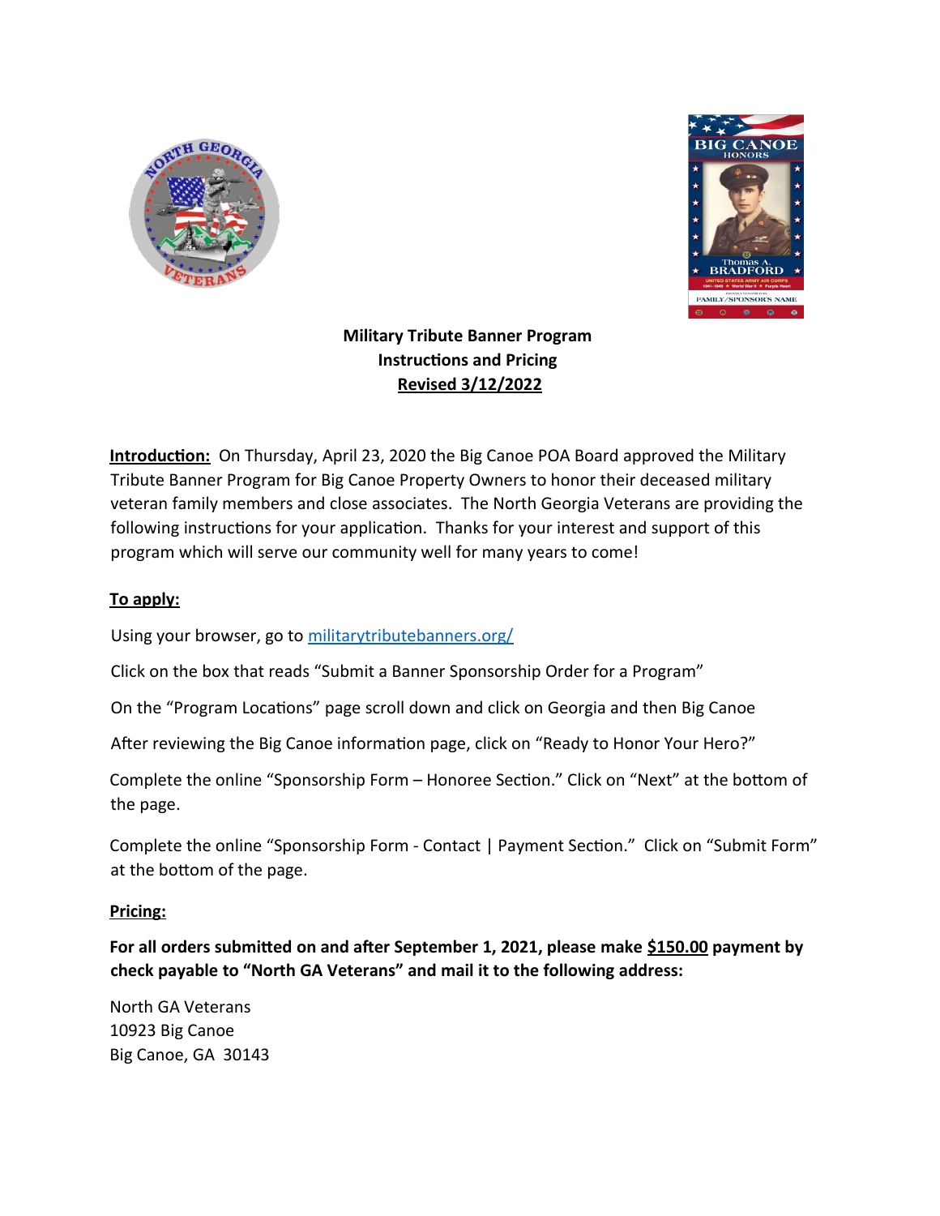**Military Tribute Banner Program**
**Instructions and Pricing**
**Revised 3/12/2022**

**Introduction:** On Thursday, April 23, 2020 the Big Canoe POA Board approved the Military Tribute Banner Program for Big Canoe Property Owners to honor their deceased military veteran family members and close associates. The North Georgia Veterans are providing the following instructions for your application. Thanks for your interest and support of this program which will serve our community well for many years to come!

**To apply:**

Using your browser, go to [militarytributebanners.org/](militarytributebanners.org/)

Click on the box that reads "Submit a Banner Sponsorship Order for a Program"

On the "Program Locations" page scroll down and click on Georgia and then Big Canoe

After reviewing the Big Canoe information page, click on "Ready to Honor Your Hero?"

Complete the online "Sponsorship Form – Honoree Section." Click on "Next" at the bottom of the page.

Complete the online "Sponsorship Form - Contact | Payment Section." Click on "Submit Form" at the bottom of the page.

**Pricing:**

**For all orders submitted on and after September 1, 2021, please make $150.00 payment by check payable to "North GA Veterans" and mail it to the following address:**

North GA Veterans
10923 Big Canoe
Big Canoe, GA 30143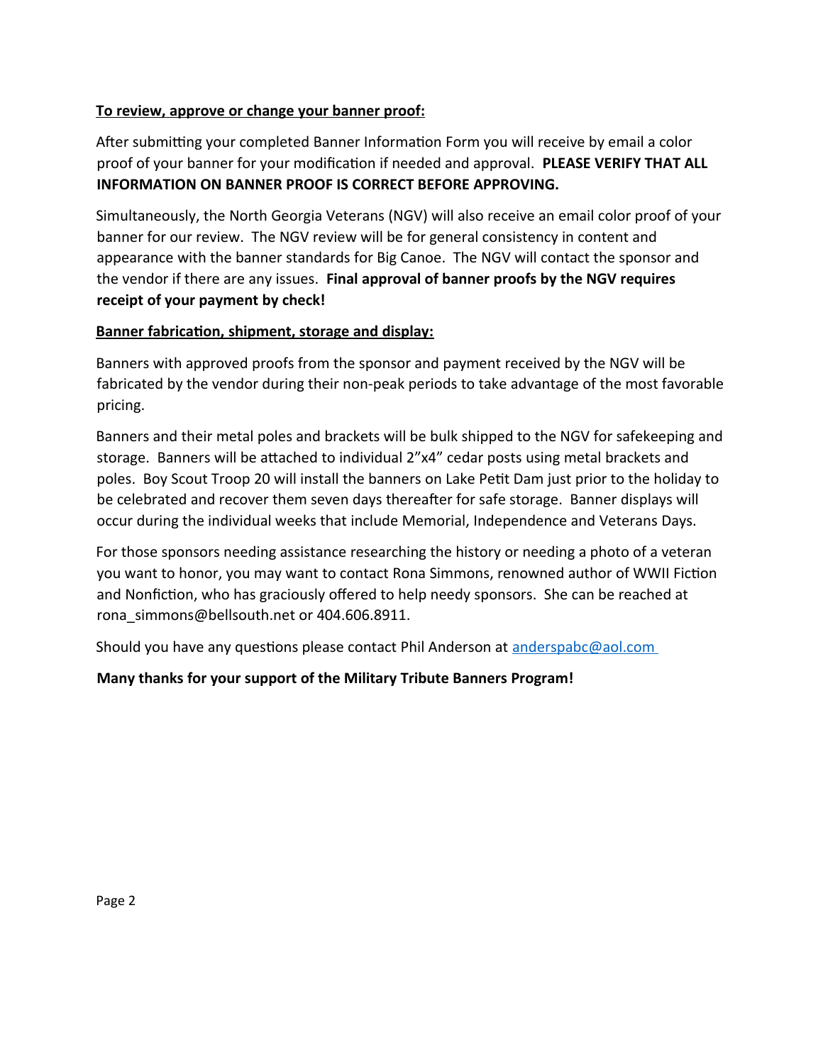**To review, approve or change your banner proof:**

After submitting your completed Banner Information Form you will receive by email a color proof of your banner for your modification if needed and approval. **PLEASE VERIFY THAT ALL INFORMATION ON BANNER PROOF IS CORRECT BEFORE APPROVING.**

Simultaneously, the North Georgia Veterans (NGV) will also receive an email color proof of your banner for our review. The NGV review will be for general consistency in content and appearance with the banner standards for Big Canoe. The NGV will contact the sponsor and the vendor if there are any issues. **Final approval of banner proofs by the NGV requires receipt of your payment by check!**

**Banner fabrication, shipment, storage and display:**

Banners with approved proofs from the sponsor and payment received by the NGV will be fabricated by the vendor during their non-peak periods to take advantage of the most favorable pricing.

Banners and their metal poles and brackets will be bulk shipped to the NGV for safekeeping and storage. Banners will be attached to individual 2"x4" cedar posts using metal brackets and poles. Boy Scout Troop 20 will install the banners on Lake Petit Dam just prior to the holiday to be celebrated and recover them seven days thereafter for safe storage. Banner displays will occur during the individual weeks that include Memorial, Independence and Veterans Days.

For those sponsors needing assistance researching the history or needing a photo of a veteran you want to honor, you may want to contact Rona Simmons, renowned author of WWII Fiction and Nonfiction, who has graciously offered to help needy sponsors. She can be reached at rona_simmons@bellsouth.net or 404.606.8911.

Should you have any questions please contact Phil Anderson at anderspabc@aol.com

**Many thanks for your support of the Military Tribute Banners Program!**